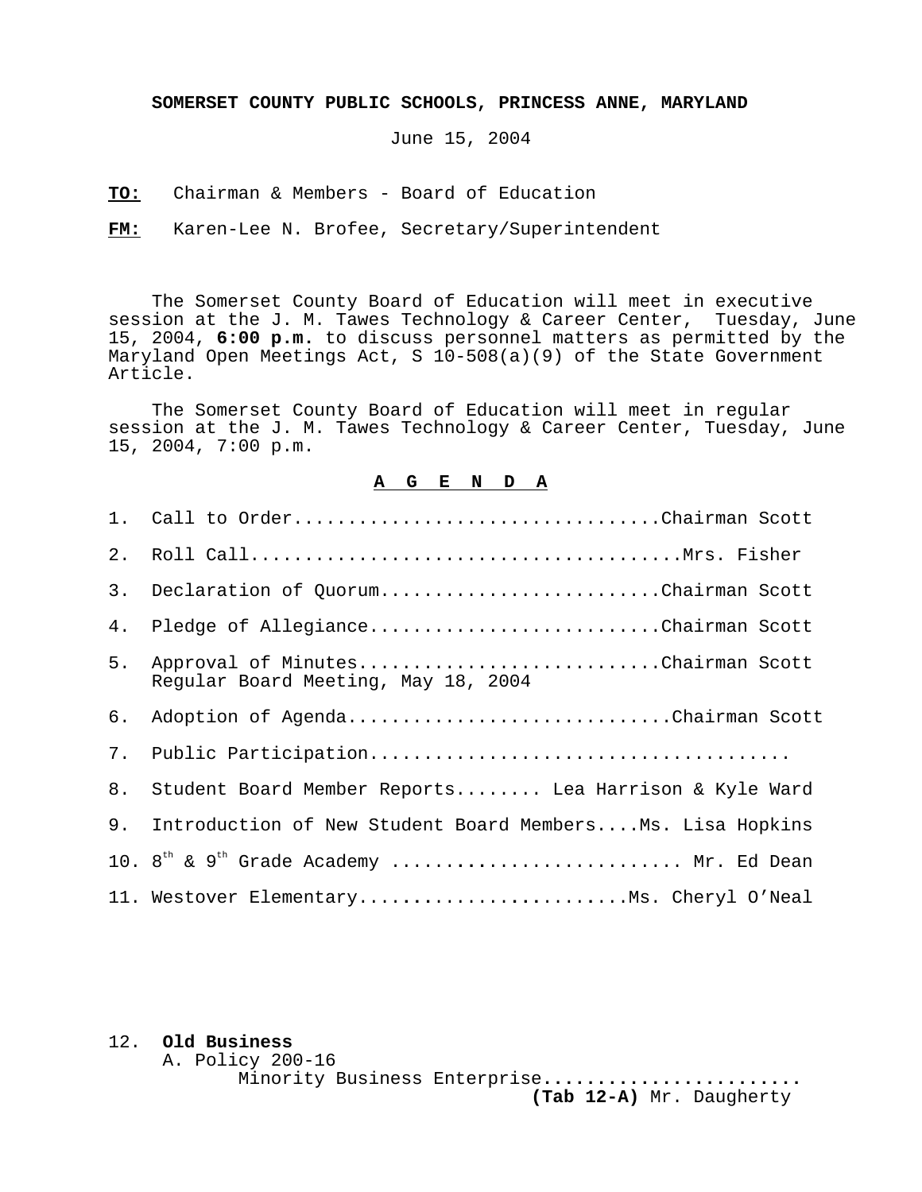**SOMERSET COUNTY PUBLIC SCHOOLS, PRINCESS ANNE, MARYLAND**

June 15, 2004

**TO:** Chairman & Members - Board of Education

**FM:** Karen-Lee N. Brofee, Secretary/Superintendent

The Somerset County Board of Education will meet in executive session at the J. M. Tawes Technology & Career Center, Tuesday, June 15, 2004, **6:00 p.m.** to discuss personnel matters as permitted by the Maryland Open Meetings Act, S 10-508(a)(9) of the State Government Article.

The Somerset County Board of Education will meet in regular session at the J. M. Tawes Technology & Career Center, Tuesday, June 15, 2004, 7:00 p.m.

## A G E N D A

1. Call to Order..................................Chairman Scott
2. Roll Call........................................Mrs. Fisher
3. Declaration of Quorum..........................Chairman Scott
4. Pledge of Allegiance...........................Chairman Scott
5. Approval of Minutes............................Chairman Scott
   Regular Board Meeting, May 18, 2004
6. Adoption of Agenda.............................Chairman Scott
7. Public Participation.......................................
8. Student Board Member Reports........ Lea Harrison & Kyle Ward
9. Introduction of New Student Board Members....Ms. Lisa Hopkins
10. 8th & 9th Grade Academy .......................... Mr. Ed Dean
11. Westover Elementary.........................Ms. Cheryl O'Neal

12. **Old Business**
    A. Policy 200-16
       Minority Business Enterprise.......................
       **(Tab 12-A)** Mr. Daugherty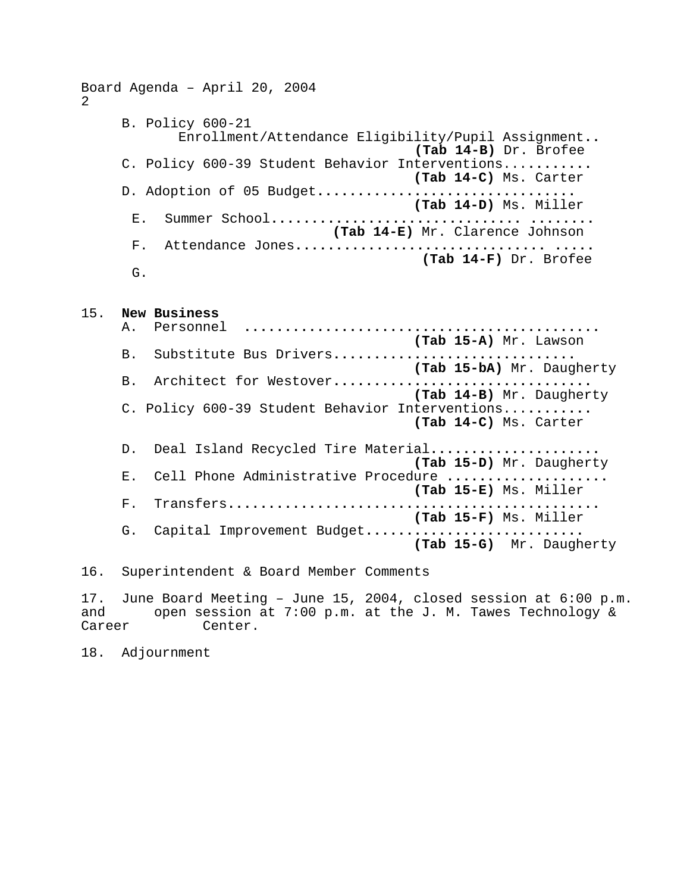B. Policy 600-21 Enrollment/Attendance Eligibility/Pupil Assignment.. **(Tab 14-B)** Dr. Brofee

C. Policy 600-39 Student Behavior Interventions........... **(Tab 14-C)** Ms. Carter

D. Adoption of 05 Budget............................... **(Tab 14-D)** Ms. Miller

E. Summer School............................. ........ **(Tab 14-E)** Mr. Clarence Johnson

F. Attendance Jones............................. ..... **(Tab 14-F)** Dr. Brofee

G.

15. **New Business**

A. Personnel ........................................... **(Tab 15-A)** Mr. Lawson

B. Substitute Bus Drivers............................ **(Tab 15-bA)** Mr. Daugherty

B. Architect for Westover............................... **(Tab 14-B)** Mr. Daugherty

C. Policy 600-39 Student Behavior Interventions........... **(Tab 14-C)** Ms. Carter

D. Deal Island Recycled Tire Material..................... **(Tab 15-D)** Mr. Daugherty

E. Cell Phone Administrative Procedure ................... **(Tab 15-E)** Ms. Miller

F. Transfers............................................. **(Tab 15-F)** Ms. Miller

G. Capital Improvement Budget.......................... **(Tab 15-G)** Mr. Daugherty

16. Superintendent & Board Member Comments

17. June Board Meeting – June 15, 2004, closed session at 6:00 p.m. and open session at 7:00 p.m. at the J. M. Tawes Technology & Career Center.

18. Adjournment